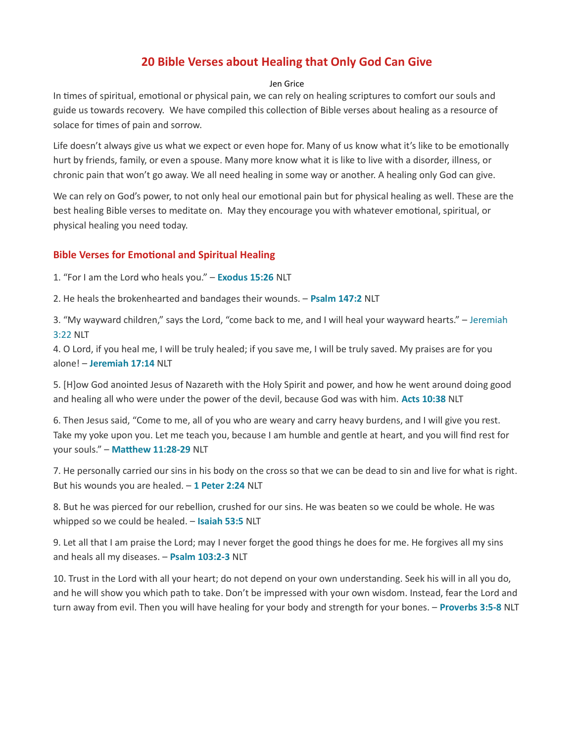# 20 Bible Verses about Healing that Only God Can Give

Jen Grice

In times of spiritual, emotional or physical pain, we can rely on healing scriptures to comfort our souls and guide us towards recovery. We have compiled this collection of Bible verses about healing as a resource of solace for times of pain and sorrow.

Life doesn't always give us what we expect or even hope for. Many of us know what it's like to be emotionally hurt by friends, family, or even a spouse. Many more know what it is like to live with a disorder, illness, or chronic pain that won't go away. We all need healing in some way or another. A healing only God can give.

We can rely on God's power, to not only heal our emotional pain but for physical healing as well. These are the best healing Bible verses to meditate on. May they encourage you with whatever emotional, spiritual, or physical healing you need today.

## Bible Verses for Emotional and Spiritual Healing

1. "For I am the Lord who heals you." – **Exodus 15:26** NLT

2. He heals the brokenhearted and bandages their wounds. – **Psalm 147:2** NLT

3. "My wayward children," says the Lord, "come back to me, and I will heal your wayward hearts." – Jeremiah 3:22 NLT

4. O Lord, if you heal me, I will be truly healed; if you save me, I will be truly saved. My praises are for you alone! – **Jeremiah 17:14** NLT

5. [H]ow God anointed Jesus of Nazareth with the Holy Spirit and power, and how he went around doing good and healing all who were under the power of the devil, because God was with him. **Acts 10:38** NLT

6. Then Jesus said, "Come to me, all of you who are weary and carry heavy burdens, and I will give you rest. Take my yoke upon you. Let me teach you, because I am humble and gentle at heart, and you will find rest for your souls." – **Matthew 11:28-29** NLT

7. He personally carried our sins in his body on the cross so that we can be dead to sin and live for what is right. But his wounds you are healed. – **1 Peter 2:24** NLT

8. But he was pierced for our rebellion, crushed for our sins. He was beaten so we could be whole. He was whipped so we could be healed. – **Isaiah 53:5** NLT

9. Let all that I am praise the Lord; may I never forget the good things he does for me. He forgives all my sins and heals all my diseases. – **Psalm 103:2-3** NLT

10. Trust in the Lord with all your heart; do not depend on your own understanding. Seek his will in all you do, and he will show you which path to take. Don't be impressed with your own wisdom. Instead, fear the Lord and turn away from evil. Then you will have healing for your body and strength for your bones. – **Proverbs 3:5-8** NLT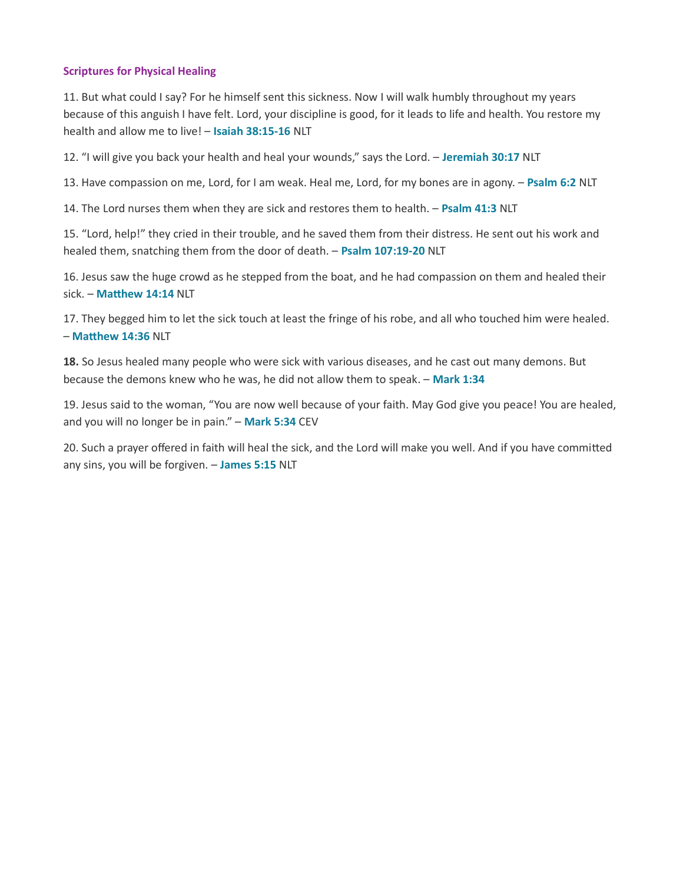**Scriptures for Physical Healing**

11. But what could I say? For he himself sent this sickness. Now I will walk humbly throughout my years because of this anguish I have felt. Lord, your discipline is good, for it leads to life and health. You restore my health and allow me to live! – **Isaiah 38:15-16** NLT

12. "I will give you back your health and heal your wounds," says the Lord. – **Jeremiah 30:17** NLT

13. Have compassion on me, Lord, for I am weak. Heal me, Lord, for my bones are in agony. – **Psalm 6:2** NLT

14. The Lord nurses them when they are sick and restores them to health. – **Psalm 41:3** NLT

15. "Lord, help!" they cried in their trouble, and he saved them from their distress. He sent out his work and healed them, snatching them from the door of death. – **Psalm 107:19-20** NLT

16. Jesus saw the huge crowd as he stepped from the boat, and he had compassion on them and healed their sick. – **Matthew 14:14** NLT

17. They begged him to let the sick touch at least the fringe of his robe, and all who touched him were healed. – **Matthew 14:36** NLT

**18.** So Jesus healed many people who were sick with various diseases, and he cast out many demons. But because the demons knew who he was, he did not allow them to speak. – **Mark 1:34**

19. Jesus said to the woman, "You are now well because of your faith. May God give you peace! You are healed, and you will no longer be in pain." – **Mark 5:34** CEV

20. Such a prayer offered in faith will heal the sick, and the Lord will make you well. And if you have committed any sins, you will be forgiven. – **James 5:15** NLT